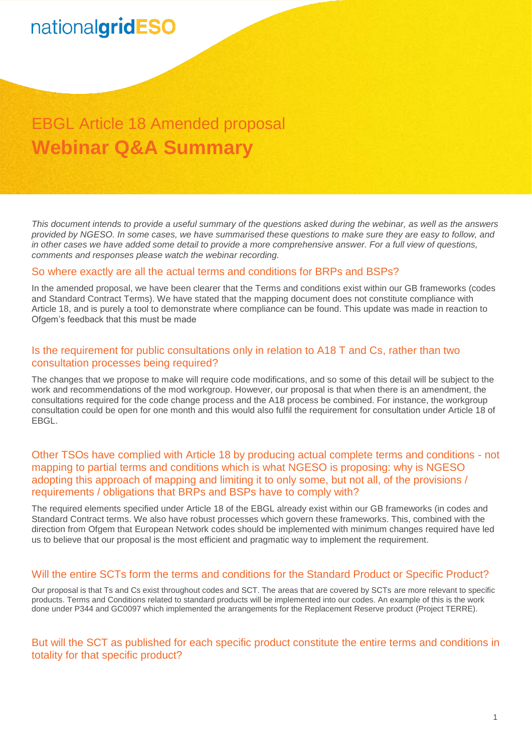nationalgridESO

# EBGL Article 18 Amended proposal

# Webinar Q&A Summary

*This document intends to provide a useful summary of the questions asked during the webinar, as well as the answers provided by NGESO. In some cases, we have summarised these questions to make sure they are easy to follow, and in other cases we have added some detail to provide a more comprehensive answer. For a full view of questions, comments and responses please watch the webinar recording.*

## So where exactly are all the actual terms and conditions for BRPs and BSPs?

In the amended proposal, we have been clearer that the Terms and conditions exist within our GB frameworks (codes and Standard Contract Terms). We have stated that the mapping document does not constitute compliance with Article 18, and is purely a tool to demonstrate where compliance can be found. This update was made in reaction to Ofgem's feedback that this must be made

## Is the requirement for public consultations only in relation to A18 T and Cs, rather than two consultation processes being required?

The changes that we propose to make will require code modifications, and so some of this detail will be subject to the work and recommendations of the mod workgroup. However, our proposal is that when there is an amendment, the consultations required for the code change process and the A18 process be combined. For instance, the workgroup consultation could be open for one month and this would also fulfil the requirement for consultation under Article 18 of EBGL.

## Other TSOs have complied with Article 18 by producing actual complete terms and conditions - not mapping to partial terms and conditions which is what NGESO is proposing: why is NGESO adopting this approach of mapping and limiting it to only some, but not all, of the provisions / requirements / obligations that BRPs and BSPs have to comply with?

The required elements specified under Article 18 of the EBGL already exist within our GB frameworks (in codes and Standard Contract terms. We also have robust processes which govern these frameworks. This, combined with the direction from Ofgem that European Network codes should be implemented with minimum changes required have led us to believe that our proposal is the most efficient and pragmatic way to implement the requirement.

## Will the entire SCTs form the terms and conditions for the Standard Product or Specific Product?

Our proposal is that Ts and Cs exist throughout codes and SCT. The areas that are covered by SCTs are more relevant to specific products. Terms and Conditions related to standard products will be implemented into our codes. An example of this is the work done under P344 and GC0097 which implemented the arrangements for the Replacement Reserve product (Project TERRE).

## But will the SCT as published for each specific product constitute the entire terms and conditions in totality for that specific product?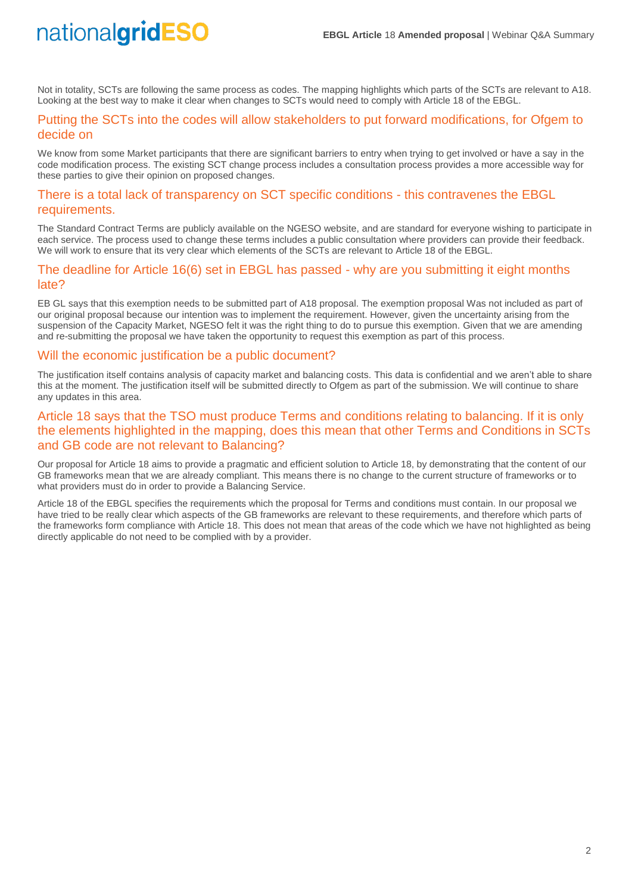Not in totality, SCTs are following the same process as codes. The mapping highlights which parts of the SCTs are relevant to A18. Looking at the best way to make it clear when changes to SCTs would need to comply with Article 18 of the EBGL.

## Putting the SCTs into the codes will allow stakeholders to put forward modifications, for Ofgem to decide on

We know from some Market participants that there are significant barriers to entry when trying to get involved or have a say in the code modification process. The existing SCT change process includes a consultation process provides a more accessible way for these parties to give their opinion on proposed changes.

## There is a total lack of transparency on SCT specific conditions - this contravenes the EBGL requirements.

The Standard Contract Terms are publicly available on the NGESO website, and are standard for everyone wishing to participate in each service. The process used to change these terms includes a public consultation where providers can provide their feedback. We will work to ensure that its very clear which elements of the SCTs are relevant to Article 18 of the EBGL.

## The deadline for Article 16(6) set in EBGL has passed - why are you submitting it eight months late?

EB GL says that this exemption needs to be submitted part of A18 proposal. The exemption proposal Was not included as part of our original proposal because our intention was to implement the requirement. However, given the uncertainty arising from the suspension of the Capacity Market, NGESO felt it was the right thing to do to pursue this exemption. Given that we are amending and re-submitting the proposal we have taken the opportunity to request this exemption as part of this process.

## Will the economic justification be a public document?

The justification itself contains analysis of capacity market and balancing costs. This data is confidential and we aren't able to share this at the moment. The justification itself will be submitted directly to Ofgem as part of the submission. We will continue to share any updates in this area.

## Article 18 says that the TSO must produce Terms and conditions relating to balancing. If it is only the elements highlighted in the mapping, does this mean that other Terms and Conditions in SCTs and GB code are not relevant to Balancing?

Our proposal for Article 18 aims to provide a pragmatic and efficient solution to Article 18, by demonstrating that the content of our GB frameworks mean that we are already compliant. This means there is no change to the current structure of frameworks or to what providers must do in order to provide a Balancing Service.

Article 18 of the EBGL specifies the requirements which the proposal for Terms and conditions must contain. In our proposal we have tried to be really clear which aspects of the GB frameworks are relevant to these requirements, and therefore which parts of the frameworks form compliance with Article 18. This does not mean that areas of the code which we have not highlighted as being directly applicable do not need to be complied with by a provider.